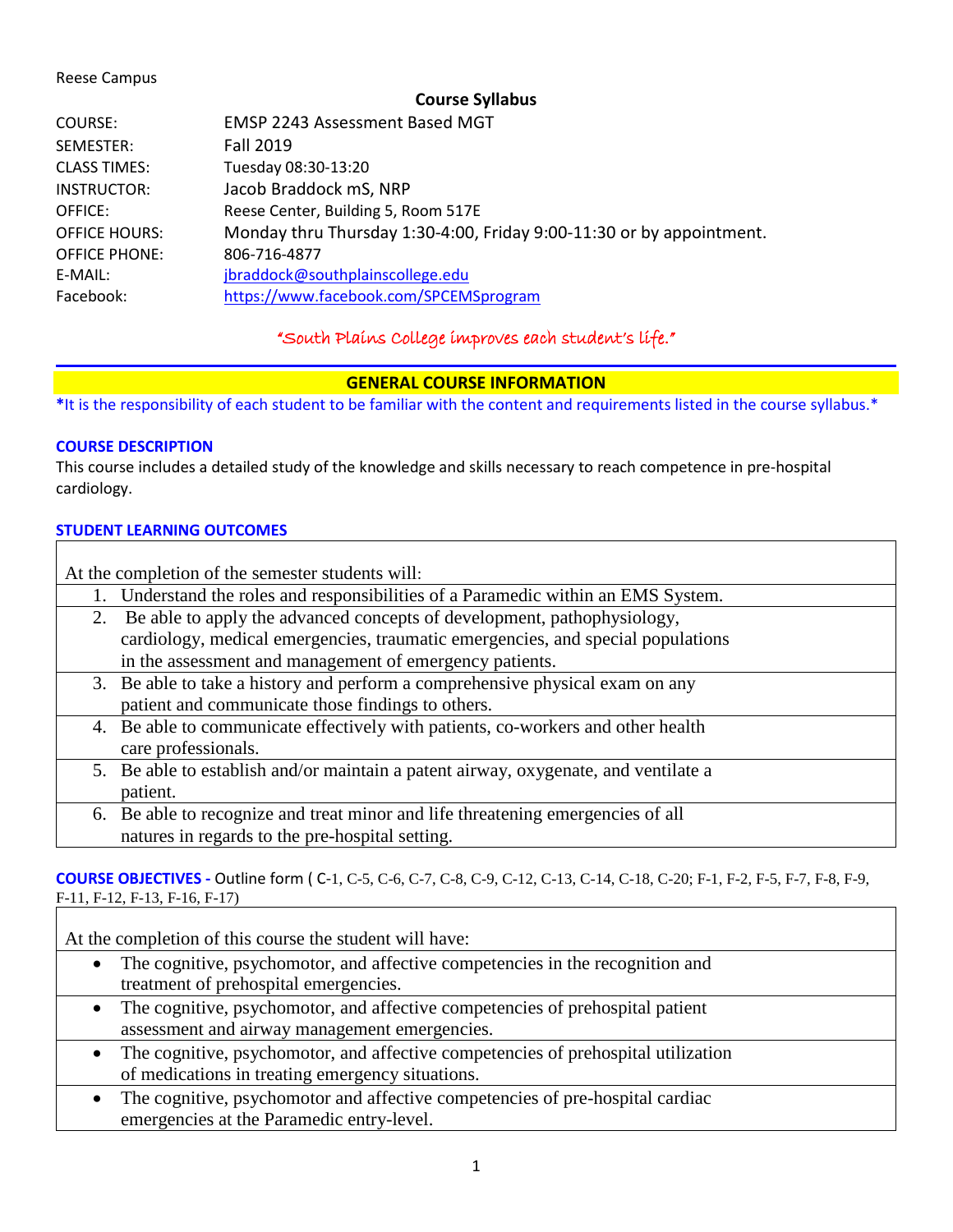Reese Campus

## Course Syllabus

| | |
|---|---|
| COURSE: | EMSP 2243 Assessment Based MGT |
| SEMESTER: | Fall 2019 |
| CLASS TIMES: | Tuesday 08:30-13:20 |
| INSTRUCTOR: | Jacob Braddock mS, NRP |
| OFFICE: | Reese Center, Building 5, Room 517E |
| OFFICE HOURS: | Monday thru Thursday 1:30-4:00, Friday 9:00-11:30 or by appointment. |
| OFFICE PHONE: | 806-716-4877 |
| E-MAIL: | jbraddock@southplainscollege.edu |
| Facebook: | https://www.facebook.com/SPCEMSprogram |

*"South Plains College improves each student's life."*

## GENERAL COURSE INFORMATION

**\*It is the responsibility of each student to be familiar with the content and requirements listed in the course syllabus.\***

### COURSE DESCRIPTION

This course includes a detailed study of the knowledge and skills necessary to reach competence in pre-hospital cardiology.

### STUDENT LEARNING OUTCOMES

At the completion of the semester students will:

1. Understand the roles and responsibilities of a Paramedic within an EMS System.
2. Be able to apply the advanced concepts of development, pathophysiology, cardiology, medical emergencies, traumatic emergencies, and special populations in the assessment and management of emergency patients.
3. Be able to take a history and perform a comprehensive physical exam on any patient and communicate those findings to others.
4. Be able to communicate effectively with patients, co-workers and other health care professionals.
5. Be able to establish and/or maintain a patent airway, oxygenate, and ventilate a patient.
6. Be able to recognize and treat minor and life threatening emergencies of all natures in regards to the pre-hospital setting.

### COURSE OBJECTIVES - Outline form ( C-1, C-5, C-6, C-7, C-8, C-9, C-12, C-13, C-14, C-18, C-20; F-1, F-2, F-5, F-7, F-8, F-9, F-11, F-12, F-13, F-16, F-17)

At the completion of this course the student will have:

- The cognitive, psychomotor, and affective competencies in the recognition and treatment of prehospital emergencies.
- The cognitive, psychomotor, and affective competencies of prehospital patient assessment and airway management emergencies.
- The cognitive, psychomotor, and affective competencies of prehospital utilization of medications in treating emergency situations.
- The cognitive, psychomotor and affective competencies of pre-hospital cardiac emergencies at the Paramedic entry-level.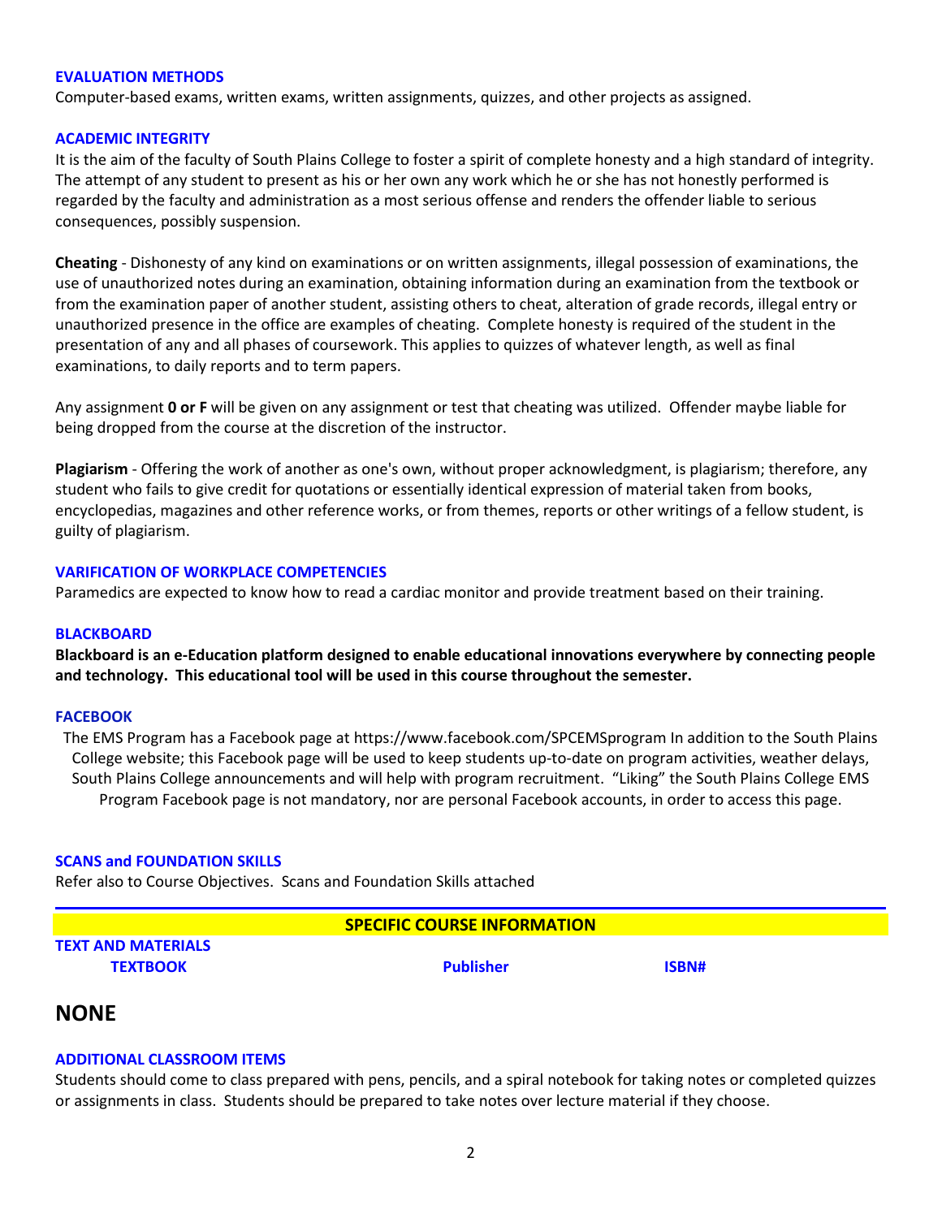### EVALUATION METHODS

Computer-based exams, written exams, written assignments, quizzes, and other projects as assigned.

### ACADEMIC INTEGRITY

It is the aim of the faculty of South Plains College to foster a spirit of complete honesty and a high standard of integrity. The attempt of any student to present as his or her own any work which he or she has not honestly performed is regarded by the faculty and administration as a most serious offense and renders the offender liable to serious consequences, possibly suspension.

**Cheating** - Dishonesty of any kind on examinations or on written assignments, illegal possession of examinations, the use of unauthorized notes during an examination, obtaining information during an examination from the textbook or from the examination paper of another student, assisting others to cheat, alteration of grade records, illegal entry or unauthorized presence in the office are examples of cheating. Complete honesty is required of the student in the presentation of any and all phases of coursework. This applies to quizzes of whatever length, as well as final examinations, to daily reports and to term papers.

Any assignment **0 or F** will be given on any assignment or test that cheating was utilized. Offender maybe liable for being dropped from the course at the discretion of the instructor.

**Plagiarism** - Offering the work of another as one's own, without proper acknowledgment, is plagiarism; therefore, any student who fails to give credit for quotations or essentially identical expression of material taken from books, encyclopedias, magazines and other reference works, or from themes, reports or other writings of a fellow student, is guilty of plagiarism.

### VARIFICATION OF WORKPLACE COMPETENCIES

Paramedics are expected to know how to read a cardiac monitor and provide treatment based on their training.

### BLACKBOARD

**Blackboard is an e-Education platform designed to enable educational innovations everywhere by connecting people and technology. This educational tool will be used in this course throughout the semester.**

### FACEBOOK

The EMS Program has a Facebook page at https://www.facebook.com/SPCEMSprogram In addition to the South Plains College website; this Facebook page will be used to keep students up-to-date on program activities, weather delays, South Plains College announcements and will help with program recruitment. "Liking" the South Plains College EMS Program Facebook page is not mandatory, nor are personal Facebook accounts, in order to access this page.

### SCANS and FOUNDATION SKILLS

Refer also to Course Objectives. Scans and Foundation Skills attached

## SPECIFIC COURSE INFORMATION

### TEXT AND MATERIALS

| TEXTBOOK | Publisher | ISBN# |
|---|---|---|

## NONE

### ADDITIONAL CLASSROOM ITEMS

Students should come to class prepared with pens, pencils, and a spiral notebook for taking notes or completed quizzes or assignments in class. Students should be prepared to take notes over lecture material if they choose.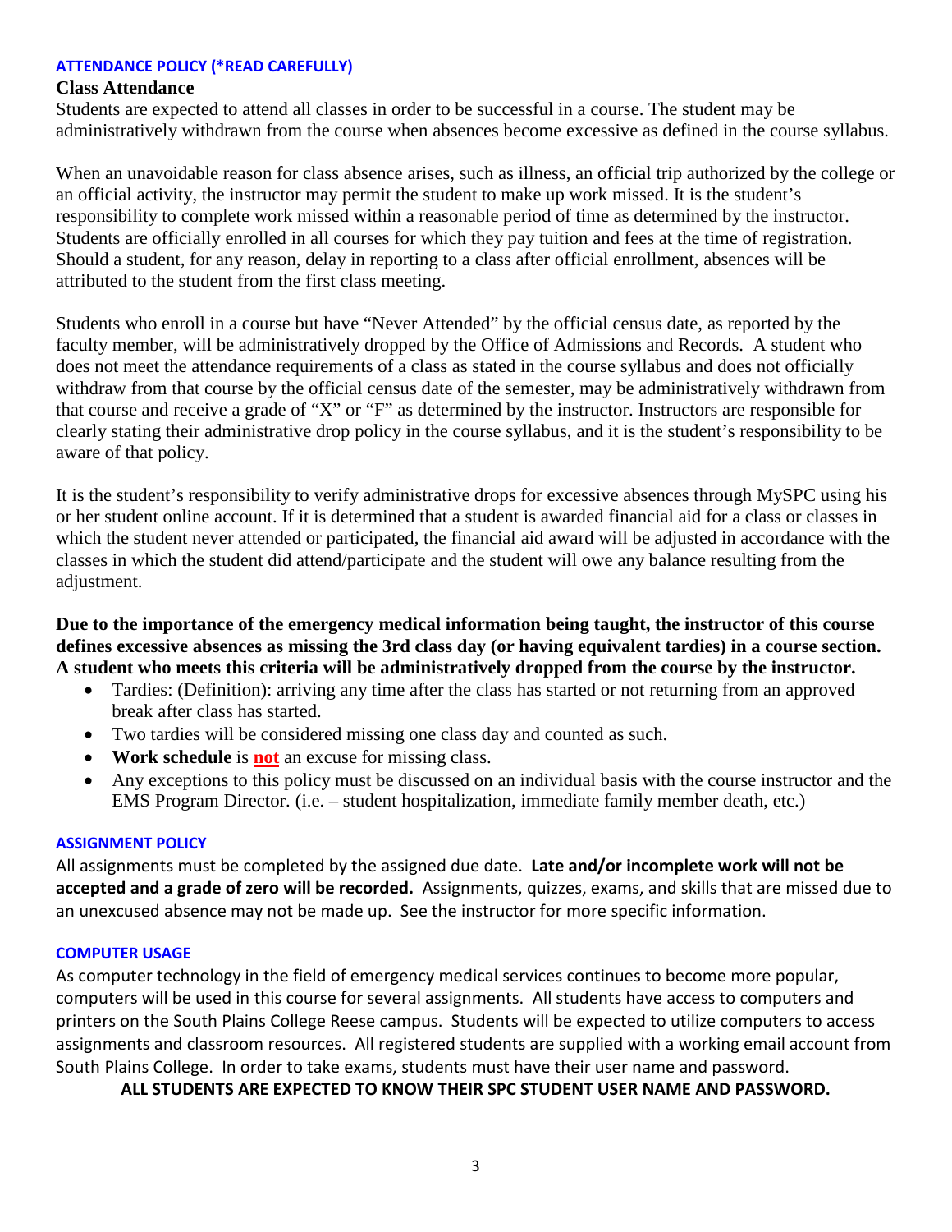## ATTENDANCE POLICY (*READ CAREFULLY)

### Class Attendance

Students are expected to attend all classes in order to be successful in a course. The student may be administratively withdrawn from the course when absences become excessive as defined in the course syllabus.

When an unavoidable reason for class absence arises, such as illness, an official trip authorized by the college or an official activity, the instructor may permit the student to make up work missed. It is the student's responsibility to complete work missed within a reasonable period of time as determined by the instructor. Students are officially enrolled in all courses for which they pay tuition and fees at the time of registration. Should a student, for any reason, delay in reporting to a class after official enrollment, absences will be attributed to the student from the first class meeting.

Students who enroll in a course but have "Never Attended" by the official census date, as reported by the faculty member, will be administratively dropped by the Office of Admissions and Records. A student who does not meet the attendance requirements of a class as stated in the course syllabus and does not officially withdraw from that course by the official census date of the semester, may be administratively withdrawn from that course and receive a grade of "X" or "F" as determined by the instructor. Instructors are responsible for clearly stating their administrative drop policy in the course syllabus, and it is the student's responsibility to be aware of that policy.

It is the student's responsibility to verify administrative drops for excessive absences through MySPC using his or her student online account. If it is determined that a student is awarded financial aid for a class or classes in which the student never attended or participated, the financial aid award will be adjusted in accordance with the classes in which the student did attend/participate and the student will owe any balance resulting from the adjustment.

**Due to the importance of the emergency medical information being taught, the instructor of this course defines excessive absences as missing the 3rd class day (or having equivalent tardies) in a course section. A student who meets this criteria will be administratively dropped from the course by the instructor.**

- Tardies: (Definition): arriving any time after the class has started or not returning from an approved break after class has started.
- Two tardies will be considered missing one class day and counted as such.
- **Work schedule** is **not** an excuse for missing class.
- Any exceptions to this policy must be discussed on an individual basis with the course instructor and the EMS Program Director. (i.e. – student hospitalization, immediate family member death, etc.)

## ASSIGNMENT POLICY

All assignments must be completed by the assigned due date. **Late and/or incomplete work will not be accepted and a grade of zero will be recorded.** Assignments, quizzes, exams, and skills that are missed due to an unexcused absence may not be made up. See the instructor for more specific information.

## COMPUTER USAGE

As computer technology in the field of emergency medical services continues to become more popular, computers will be used in this course for several assignments. All students have access to computers and printers on the South Plains College Reese campus. Students will be expected to utilize computers to access assignments and classroom resources. All registered students are supplied with a working email account from South Plains College. In order to take exams, students must have their user name and password.

**ALL STUDENTS ARE EXPECTED TO KNOW THEIR SPC STUDENT USER NAME AND PASSWORD.**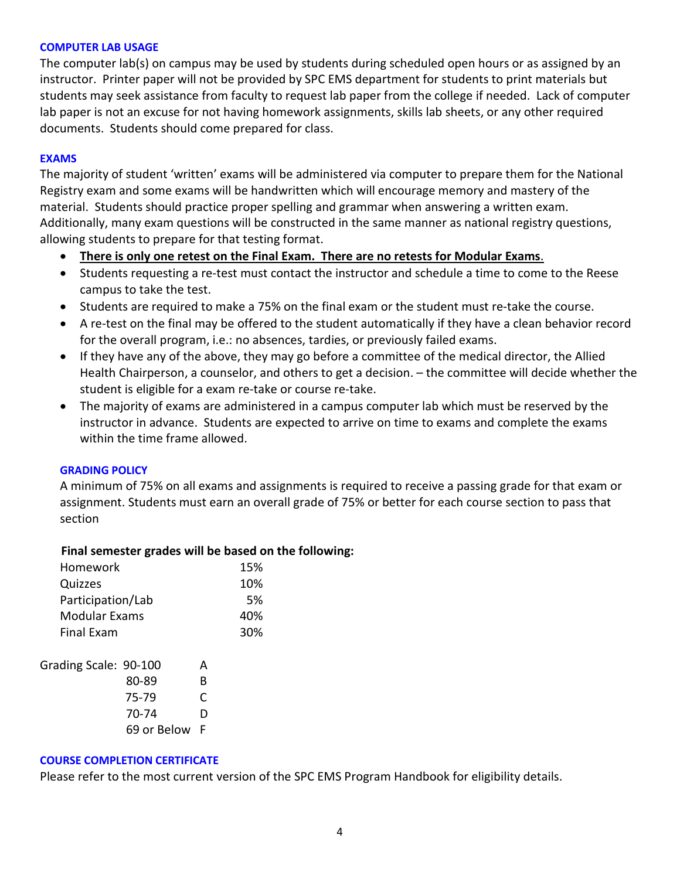### COMPUTER LAB USAGE

The computer lab(s) on campus may be used by students during scheduled open hours or as assigned by an instructor. Printer paper will not be provided by SPC EMS department for students to print materials but students may seek assistance from faculty to request lab paper from the college if needed. Lack of computer lab paper is not an excuse for not having homework assignments, skills lab sheets, or any other required documents. Students should come prepared for class.

### EXAMS

The majority of student 'written' exams will be administered via computer to prepare them for the National Registry exam and some exams will be handwritten which will encourage memory and mastery of the material. Students should practice proper spelling and grammar when answering a written exam. Additionally, many exam questions will be constructed in the same manner as national registry questions, allowing students to prepare for that testing format.

- **There is only one retest on the Final Exam. There are no retests for Modular Exams**.
- Students requesting a re-test must contact the instructor and schedule a time to come to the Reese campus to take the test.
- Students are required to make a 75% on the final exam or the student must re-take the course.
- A re-test on the final may be offered to the student automatically if they have a clean behavior record for the overall program, i.e.: no absences, tardies, or previously failed exams.
- If they have any of the above, they may go before a committee of the medical director, the Allied Health Chairperson, a counselor, and others to get a decision. – the committee will decide whether the student is eligible for a exam re-take or course re-take.
- The majority of exams are administered in a campus computer lab which must be reserved by the instructor in advance. Students are expected to arrive on time to exams and complete the exams within the time frame allowed.

### GRADING POLICY

A minimum of 75% on all exams and assignments is required to receive a passing grade for that exam or assignment. Students must earn an overall grade of 75% or better for each course section to pass that section

**Final semester grades will be based on the following:**

| Component | Weight |
|---|---|
| Homework | 15% |
| Quizzes | 10% |
| Participation/Lab | 5% |
| Modular Exams | 40% |
| Final Exam | 30% |

Grading Scale:

| Score | Grade |
|---|---|
| 90-100 | A |
| 80-89 | B |
| 75-79 | C |
| 70-74 | D |
| 69 or Below | F |

### COURSE COMPLETION CERTIFICATE

Please refer to the most current version of the SPC EMS Program Handbook for eligibility details.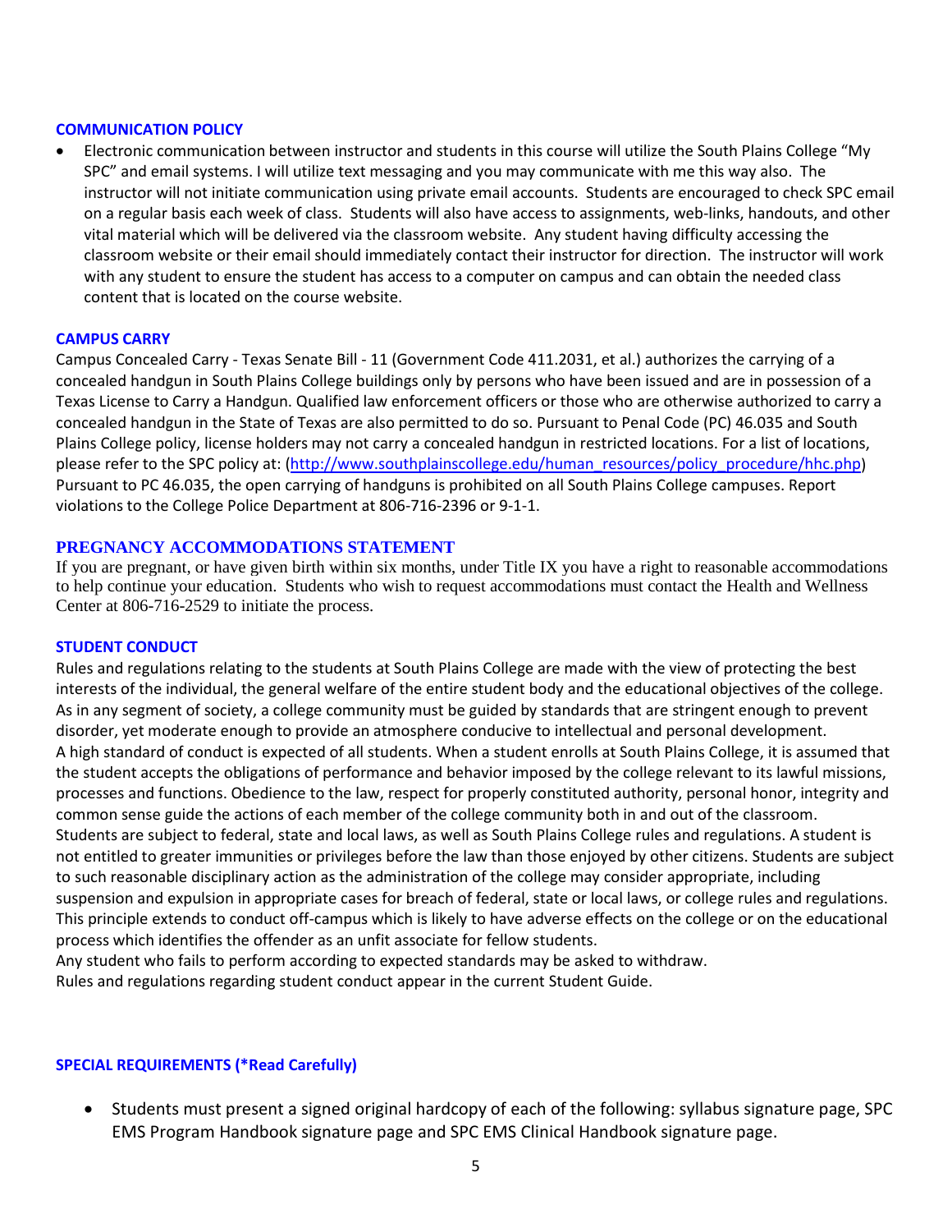### COMMUNICATION POLICY

- Electronic communication between instructor and students in this course will utilize the South Plains College "My SPC" and email systems. I will utilize text messaging and you may communicate with me this way also. The instructor will not initiate communication using private email accounts. Students are encouraged to check SPC email on a regular basis each week of class. Students will also have access to assignments, web-links, handouts, and other vital material which will be delivered via the classroom website. Any student having difficulty accessing the classroom website or their email should immediately contact their instructor for direction. The instructor will work with any student to ensure the student has access to a computer on campus and can obtain the needed class content that is located on the course website.

### CAMPUS CARRY

Campus Concealed Carry - Texas Senate Bill - 11 (Government Code 411.2031, et al.) authorizes the carrying of a concealed handgun in South Plains College buildings only by persons who have been issued and are in possession of a Texas License to Carry a Handgun. Qualified law enforcement officers or those who are otherwise authorized to carry a concealed handgun in the State of Texas are also permitted to do so. Pursuant to Penal Code (PC) 46.035 and South Plains College policy, license holders may not carry a concealed handgun in restricted locations. For a list of locations, please refer to the SPC policy at: (http://www.southplainscollege.edu/human_resources/policy_procedure/hhc.php) Pursuant to PC 46.035, the open carrying of handguns is prohibited on all South Plains College campuses. Report violations to the College Police Department at 806-716-2396 or 9-1-1.

### PREGNANCY ACCOMMODATIONS STATEMENT

If you are pregnant, or have given birth within six months, under Title IX you have a right to reasonable accommodations to help continue your education. Students who wish to request accommodations must contact the Health and Wellness Center at 806-716-2529 to initiate the process.

### STUDENT CONDUCT

Rules and regulations relating to the students at South Plains College are made with the view of protecting the best interests of the individual, the general welfare of the entire student body and the educational objectives of the college. As in any segment of society, a college community must be guided by standards that are stringent enough to prevent disorder, yet moderate enough to provide an atmosphere conducive to intellectual and personal development.
A high standard of conduct is expected of all students. When a student enrolls at South Plains College, it is assumed that the student accepts the obligations of performance and behavior imposed by the college relevant to its lawful missions, processes and functions. Obedience to the law, respect for properly constituted authority, personal honor, integrity and common sense guide the actions of each member of the college community both in and out of the classroom.
Students are subject to federal, state and local laws, as well as South Plains College rules and regulations. A student is not entitled to greater immunities or privileges before the law than those enjoyed by other citizens. Students are subject to such reasonable disciplinary action as the administration of the college may consider appropriate, including suspension and expulsion in appropriate cases for breach of federal, state or local laws, or college rules and regulations. This principle extends to conduct off-campus which is likely to have adverse effects on the college or on the educational process which identifies the offender as an unfit associate for fellow students.
Any student who fails to perform according to expected standards may be asked to withdraw.
Rules and regulations regarding student conduct appear in the current Student Guide.

### SPECIAL REQUIREMENTS (*Read Carefully)

- Students must present a signed original hardcopy of each of the following: syllabus signature page, SPC EMS Program Handbook signature page and SPC EMS Clinical Handbook signature page.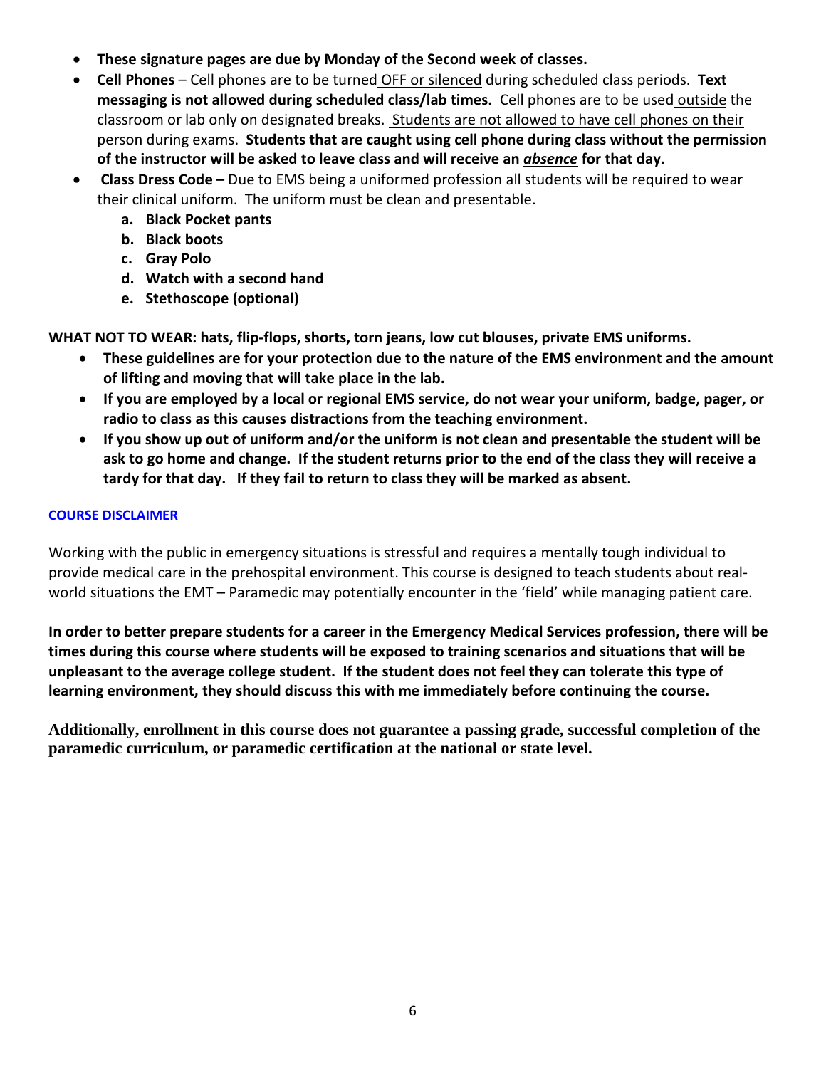- **These signature pages are due by Monday of the Second week of classes.**
- **Cell Phones** – Cell phones are to be turned OFF or silenced during scheduled class periods. **Text messaging is not allowed during scheduled class/lab times.** Cell phones are to be used outside the classroom or lab only on designated breaks. Students are not allowed to have cell phones on their person during exams. **Students that are caught using cell phone during class without the permission of the instructor will be asked to leave class and will receive an *absence* for that day.**
- **Class Dress Code –** Due to EMS being a uniformed profession all students will be required to wear their clinical uniform. The uniform must be clean and presentable.
    a. **Black Pocket pants**
    b. **Black boots**
    c. **Gray Polo**
    d. **Watch with a second hand**
    e. **Stethoscope (optional)**

**WHAT NOT TO WEAR: hats, flip-flops, shorts, torn jeans, low cut blouses, private EMS uniforms.**

- **These guidelines are for your protection due to the nature of the EMS environment and the amount of lifting and moving that will take place in the lab.**
- **If you are employed by a local or regional EMS service, do not wear your uniform, badge, pager, or radio to class as this causes distractions from the teaching environment.**
- **If you show up out of uniform and/or the uniform is not clean and presentable the student will be ask to go home and change. If the student returns prior to the end of the class they will receive a tardy for that day. If they fail to return to class they will be marked as absent.**

## COURSE DISCLAIMER

Working with the public in emergency situations is stressful and requires a mentally tough individual to provide medical care in the prehospital environment. This course is designed to teach students about real-world situations the EMT – Paramedic may potentially encounter in the 'field' while managing patient care.

**In order to better prepare students for a career in the Emergency Medical Services profession, there will be times during this course where students will be exposed to training scenarios and situations that will be unpleasant to the average college student. If the student does not feel they can tolerate this type of learning environment, they should discuss this with me immediately before continuing the course.**

**Additionally, enrollment in this course does not guarantee a passing grade, successful completion of the paramedic curriculum, or paramedic certification at the national or state level.**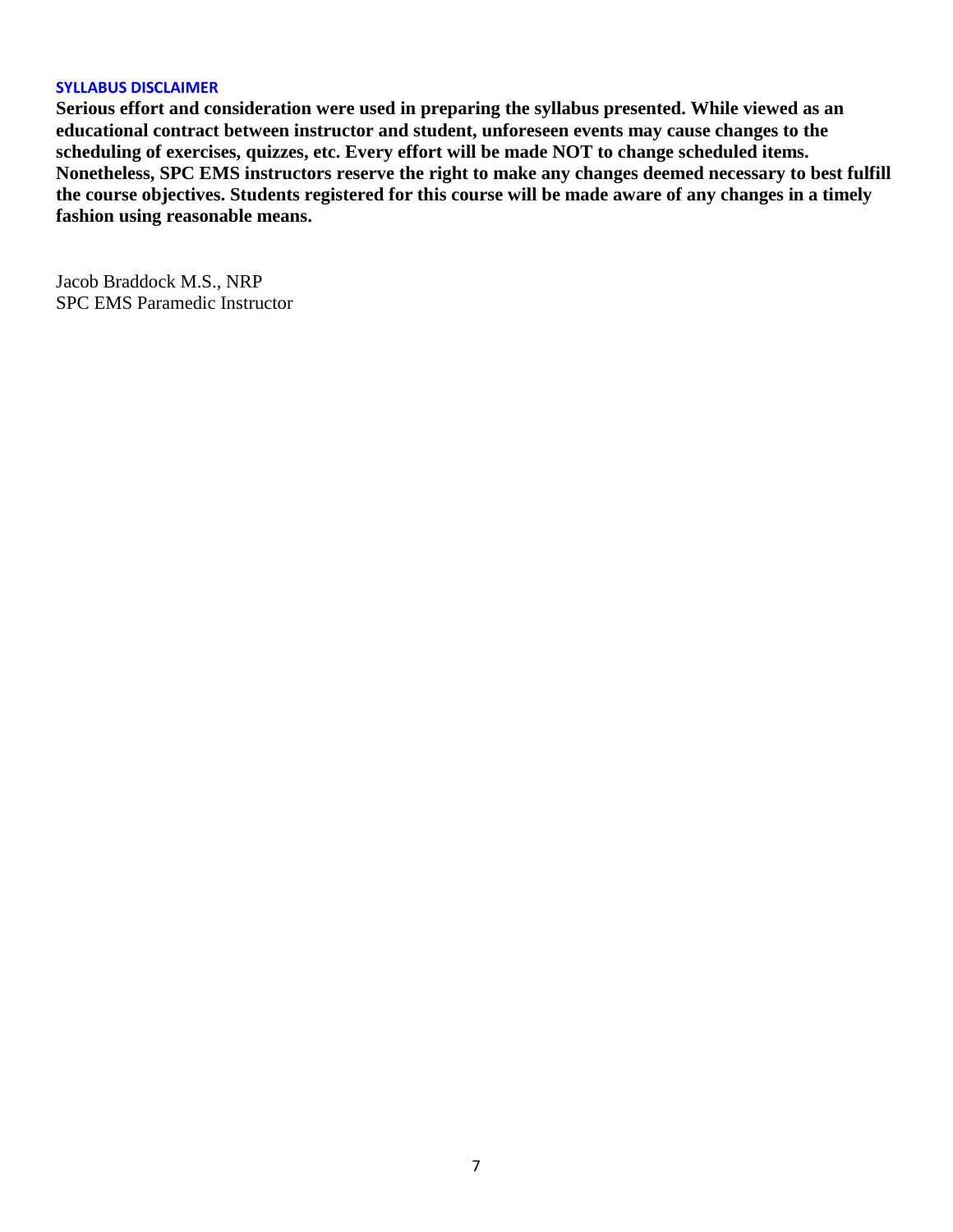### SYLLABUS DISCLAIMER

**Serious effort and consideration were used in preparing the syllabus presented. While viewed as an educational contract between instructor and student, unforeseen events may cause changes to the scheduling of exercises, quizzes, etc. Every effort will be made NOT to change scheduled items. Nonetheless, SPC EMS instructors reserve the right to make any changes deemed necessary to best fulfill the course objectives. Students registered for this course will be made aware of any changes in a timely fashion using reasonable means.**

Jacob Braddock M.S., NRP
SPC EMS Paramedic Instructor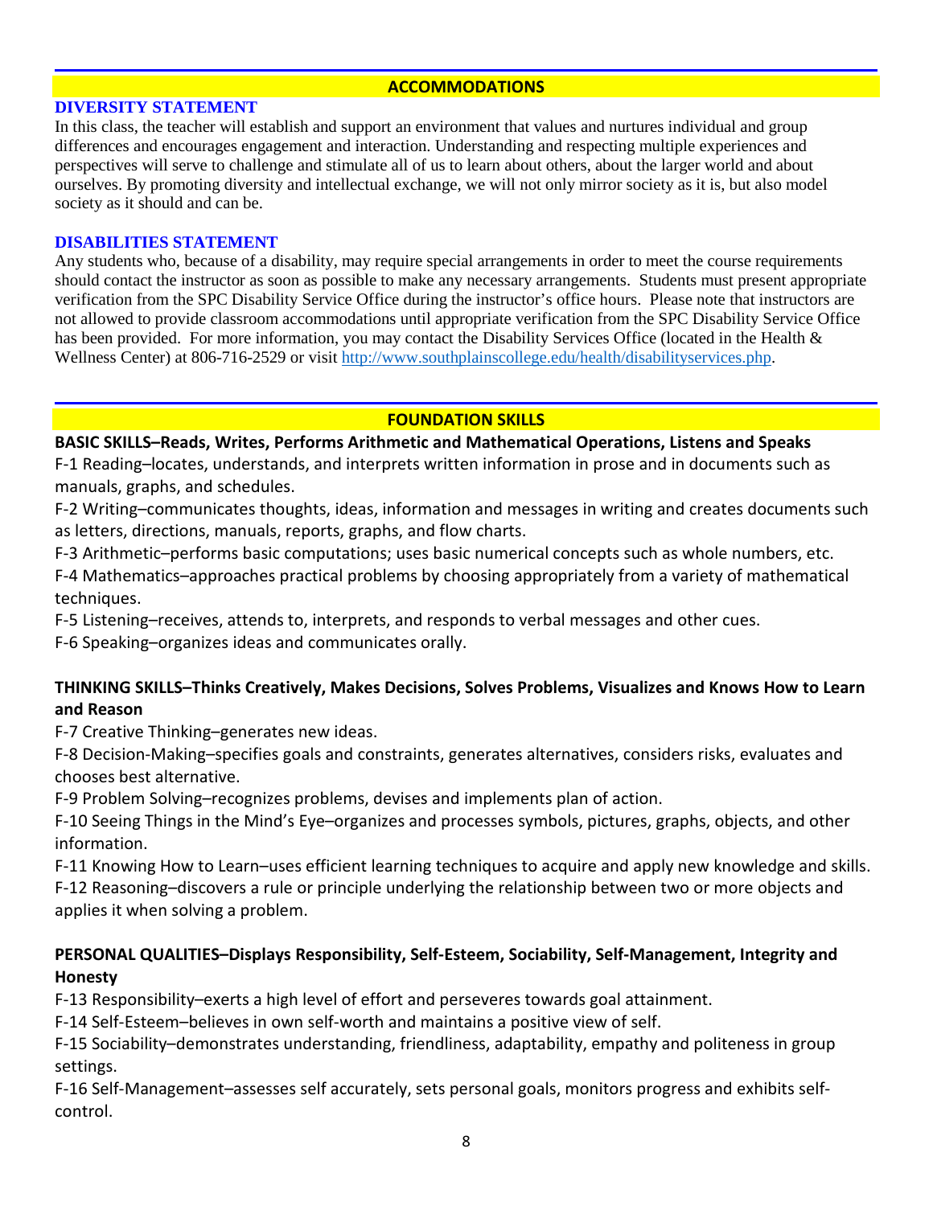## ACCOMMODATIONS

### DIVERSITY STATEMENT

In this class, the teacher will establish and support an environment that values and nurtures individual and group differences and encourages engagement and interaction. Understanding and respecting multiple experiences and perspectives will serve to challenge and stimulate all of us to learn about others, about the larger world and about ourselves. By promoting diversity and intellectual exchange, we will not only mirror society as it is, but also model society as it should and can be.

### DISABILITIES STATEMENT

Any students who, because of a disability, may require special arrangements in order to meet the course requirements should contact the instructor as soon as possible to make any necessary arrangements. Students must present appropriate verification from the SPC Disability Service Office during the instructor's office hours. Please note that instructors are not allowed to provide classroom accommodations until appropriate verification from the SPC Disability Service Office has been provided. For more information, you may contact the Disability Services Office (located in the Health & Wellness Center) at 806-716-2529 or visit http://www.southplainscollege.edu/health/disabilityservices.php.

## FOUNDATION SKILLS

**BASIC SKILLS–Reads, Writes, Performs Arithmetic and Mathematical Operations, Listens and Speaks**

F-1 Reading–locates, understands, and interprets written information in prose and in documents such as manuals, graphs, and schedules.

F-2 Writing–communicates thoughts, ideas, information and messages in writing and creates documents such as letters, directions, manuals, reports, graphs, and flow charts.

F-3 Arithmetic–performs basic computations; uses basic numerical concepts such as whole numbers, etc.

F-4 Mathematics–approaches practical problems by choosing appropriately from a variety of mathematical techniques.

F-5 Listening–receives, attends to, interprets, and responds to verbal messages and other cues.

F-6 Speaking–organizes ideas and communicates orally.

**THINKING SKILLS–Thinks Creatively, Makes Decisions, Solves Problems, Visualizes and Knows How to Learn and Reason**

F-7 Creative Thinking–generates new ideas.

F-8 Decision-Making–specifies goals and constraints, generates alternatives, considers risks, evaluates and chooses best alternative.

F-9 Problem Solving–recognizes problems, devises and implements plan of action.

F-10 Seeing Things in the Mind's Eye–organizes and processes symbols, pictures, graphs, objects, and other information.

F-11 Knowing How to Learn–uses efficient learning techniques to acquire and apply new knowledge and skills.

F-12 Reasoning–discovers a rule or principle underlying the relationship between two or more objects and applies it when solving a problem.

**PERSONAL QUALITIES–Displays Responsibility, Self-Esteem, Sociability, Self-Management, Integrity and Honesty**

F-13 Responsibility–exerts a high level of effort and perseveres towards goal attainment.

F-14 Self-Esteem–believes in own self-worth and maintains a positive view of self.

F-15 Sociability–demonstrates understanding, friendliness, adaptability, empathy and politeness in group settings.

F-16 Self-Management–assesses self accurately, sets personal goals, monitors progress and exhibits self-control.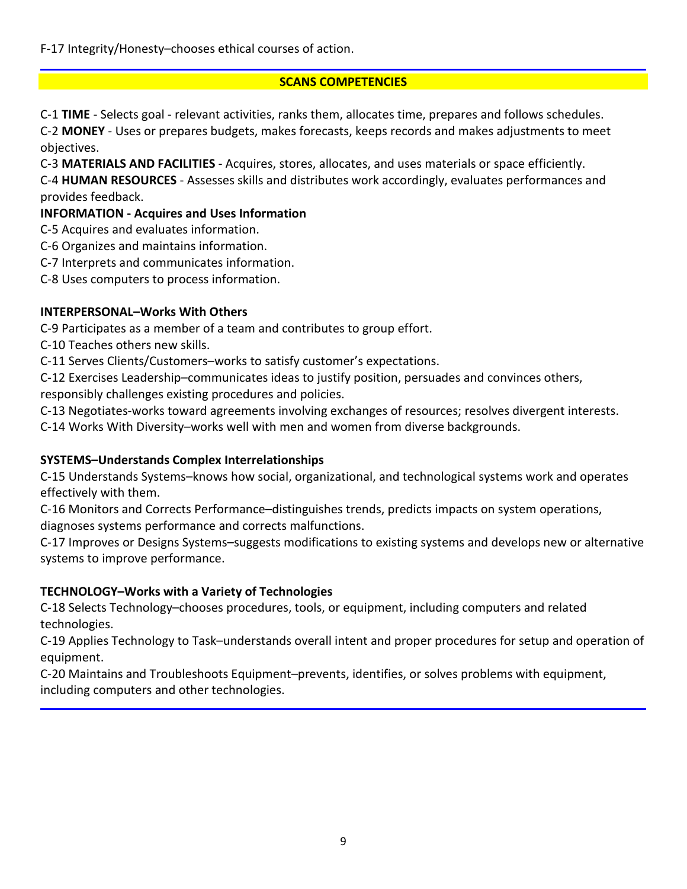F-17 Integrity/Honesty–chooses ethical courses of action.

## SCANS COMPETENCIES

C-1 **TIME** - Selects goal - relevant activities, ranks them, allocates time, prepares and follows schedules.
C-2 **MONEY** - Uses or prepares budgets, makes forecasts, keeps records and makes adjustments to meet objectives.
C-3 **MATERIALS AND FACILITIES** - Acquires, stores, allocates, and uses materials or space efficiently.
C-4 **HUMAN RESOURCES** - Assesses skills and distributes work accordingly, evaluates performances and provides feedback.

**INFORMATION - Acquires and Uses Information**

C-5 Acquires and evaluates information.
C-6 Organizes and maintains information.
C-7 Interprets and communicates information.
C-8 Uses computers to process information.

**INTERPERSONAL–Works With Others**

C-9 Participates as a member of a team and contributes to group effort.
C-10 Teaches others new skills.
C-11 Serves Clients/Customers–works to satisfy customer's expectations.
C-12 Exercises Leadership–communicates ideas to justify position, persuades and convinces others, responsibly challenges existing procedures and policies.
C-13 Negotiates-works toward agreements involving exchanges of resources; resolves divergent interests.
C-14 Works With Diversity–works well with men and women from diverse backgrounds.

**SYSTEMS–Understands Complex Interrelationships**

C-15 Understands Systems–knows how social, organizational, and technological systems work and operates effectively with them.
C-16 Monitors and Corrects Performance–distinguishes trends, predicts impacts on system operations, diagnoses systems performance and corrects malfunctions.
C-17 Improves or Designs Systems–suggests modifications to existing systems and develops new or alternative systems to improve performance.

**TECHNOLOGY–Works with a Variety of Technologies**

C-18 Selects Technology–chooses procedures, tools, or equipment, including computers and related technologies.
C-19 Applies Technology to Task–understands overall intent and proper procedures for setup and operation of equipment.
C-20 Maintains and Troubleshoots Equipment–prevents, identifies, or solves problems with equipment, including computers and other technologies.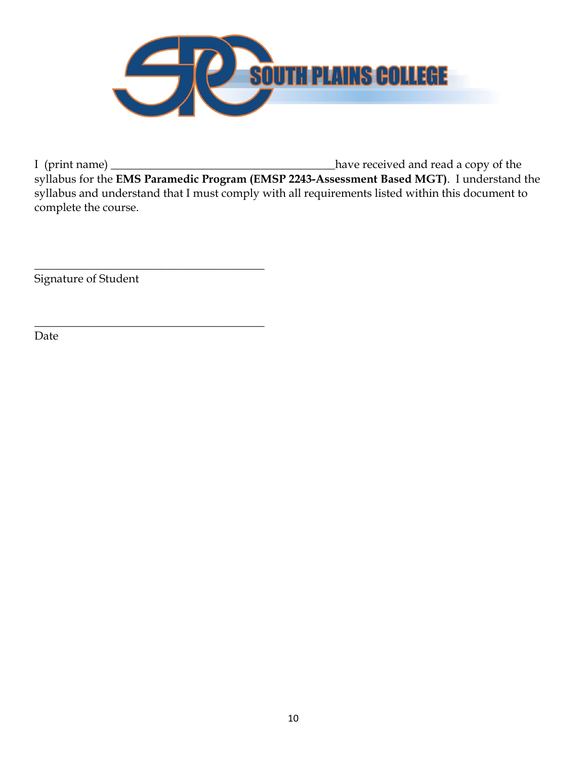I (print name) _______________________________________have received and read a copy of the syllabus for the **EMS Paramedic Program (EMSP 2243-Assessment Based MGT)**. I understand the syllabus and understand that I must comply with all requirements listed within this document to complete the course.

________________________________________
Signature of Student

________________________________________
Date